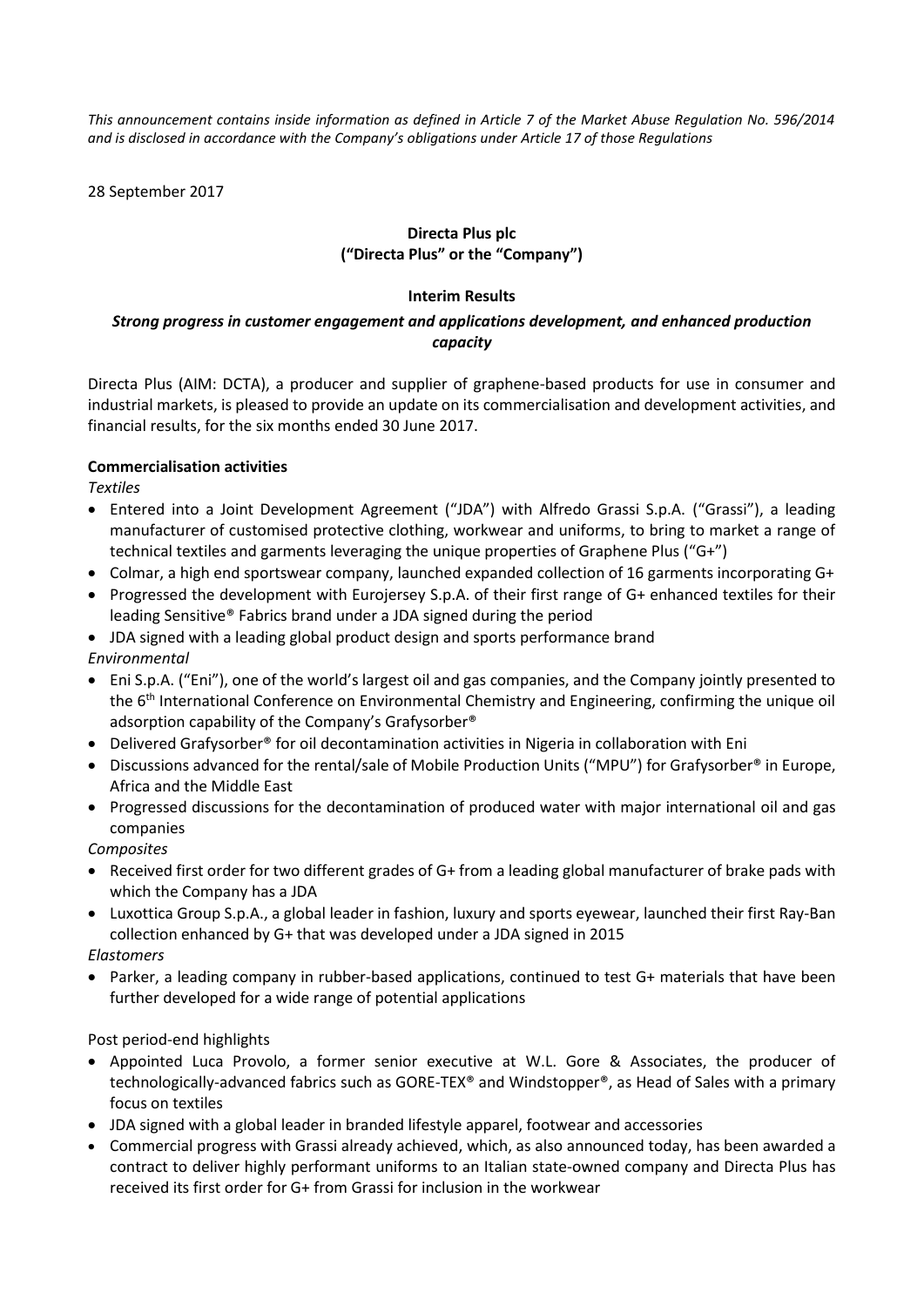*This announcement contains inside information as defined in Article 7 of the Market Abuse Regulation No. 596/2014 and is disclosed in accordance with the Company's obligations under Article 17 of those Regulations*

28 September 2017

**Directa Plus plc**
**("Directa Plus" or the "Company")**

**Interim Results**

***Strong progress in customer engagement and applications development, and enhanced production capacity***

Directa Plus (AIM: DCTA), a producer and supplier of graphene-based products for use in consumer and industrial markets, is pleased to provide an update on its commercialisation and development activities, and financial results, for the six months ended 30 June 2017.

**Commercialisation activities**

*Textiles*

- Entered into a Joint Development Agreement ("JDA") with Alfredo Grassi S.p.A. ("Grassi"), a leading manufacturer of customised protective clothing, workwear and uniforms, to bring to market a range of technical textiles and garments leveraging the unique properties of Graphene Plus ("G+")
- Colmar, a high end sportswear company, launched expanded collection of 16 garments incorporating G+
- Progressed the development with Eurojersey S.p.A. of their first range of G+ enhanced textiles for their leading Sensitive® Fabrics brand under a JDA signed during the period
- JDA signed with a leading global product design and sports performance brand

*Environmental*

- Eni S.p.A. ("Eni"), one of the world's largest oil and gas companies, and the Company jointly presented to the 6th International Conference on Environmental Chemistry and Engineering, confirming the unique oil adsorption capability of the Company's Grafysorber®
- Delivered Grafysorber® for oil decontamination activities in Nigeria in collaboration with Eni
- Discussions advanced for the rental/sale of Mobile Production Units ("MPU") for Grafysorber® in Europe, Africa and the Middle East
- Progressed discussions for the decontamination of produced water with major international oil and gas companies

*Composites*

- Received first order for two different grades of G+ from a leading global manufacturer of brake pads with which the Company has a JDA
- Luxottica Group S.p.A., a global leader in fashion, luxury and sports eyewear, launched their first Ray-Ban collection enhanced by G+ that was developed under a JDA signed in 2015

*Elastomers*

- Parker, a leading company in rubber-based applications, continued to test G+ materials that have been further developed for a wide range of potential applications

Post period-end highlights

- Appointed Luca Provolo, a former senior executive at W.L. Gore & Associates, the producer of technologically-advanced fabrics such as GORE-TEX® and Windstopper®, as Head of Sales with a primary focus on textiles
- JDA signed with a global leader in branded lifestyle apparel, footwear and accessories
- Commercial progress with Grassi already achieved, which, as also announced today, has been awarded a contract to deliver highly performant uniforms to an Italian state-owned company and Directa Plus has received its first order for G+ from Grassi for inclusion in the workwear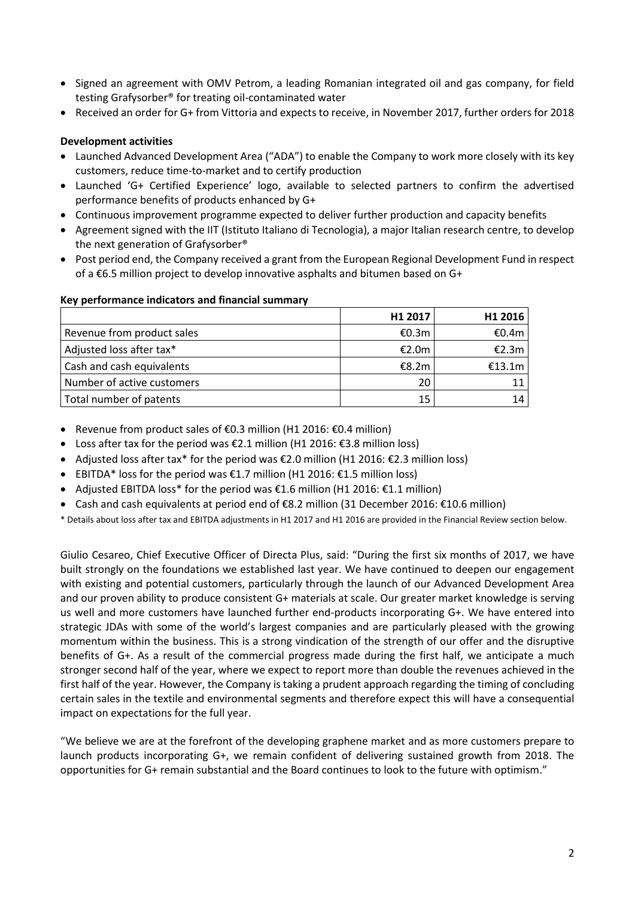- Signed an agreement with OMV Petrom, a leading Romanian integrated oil and gas company, for field testing Grafysorber® for treating oil-contaminated water
- Received an order for G+ from Vittoria and expects to receive, in November 2017, further orders for 2018

**Development activities**

- Launched Advanced Development Area ("ADA") to enable the Company to work more closely with its key customers, reduce time-to-market and to certify production
- Launched 'G+ Certified Experience' logo, available to selected partners to confirm the advertised performance benefits of products enhanced by G+
- Continuous improvement programme expected to deliver further production and capacity benefits
- Agreement signed with the IIT (Istituto Italiano di Tecnologia), a major Italian research centre, to develop the next generation of Grafysorber®
- Post period end, the Company received a grant from the European Regional Development Fund in respect of a €6.5 million project to develop innovative asphalts and bitumen based on G+

**Key performance indicators and financial summary**

| | H1 2017 | H1 2016 |
|---|---|---|
| Revenue from product sales | €0.3m | €0.4m |
| Adjusted loss after tax* | €2.0m | €2.3m |
| Cash and cash equivalents | €8.2m | €13.1m |
| Number of active customers | 20 | 11 |
| Total number of patents | 15 | 14 |

- Revenue from product sales of €0.3 million (H1 2016: €0.4 million)
- Loss after tax for the period was €2.1 million (H1 2016: €3.8 million loss)
- Adjusted loss after tax* for the period was €2.0 million (H1 2016: €2.3 million loss)
- EBITDA* loss for the period was €1.7 million (H1 2016: €1.5 million loss)
- Adjusted EBITDA loss* for the period was €1.6 million (H1 2016: €1.1 million)
- Cash and cash equivalents at period end of €8.2 million (31 December 2016: €10.6 million)

* Details about loss after tax and EBITDA adjustments in H1 2017 and H1 2016 are provided in the Financial Review section below.

Giulio Cesareo, Chief Executive Officer of Directa Plus, said: "During the first six months of 2017, we have built strongly on the foundations we established last year. We have continued to deepen our engagement with existing and potential customers, particularly through the launch of our Advanced Development Area and our proven ability to produce consistent G+ materials at scale. Our greater market knowledge is serving us well and more customers have launched further end-products incorporating G+. We have entered into strategic JDAs with some of the world's largest companies and are particularly pleased with the growing momentum within the business. This is a strong vindication of the strength of our offer and the disruptive benefits of G+. As a result of the commercial progress made during the first half, we anticipate a much stronger second half of the year, where we expect to report more than double the revenues achieved in the first half of the year. However, the Company is taking a prudent approach regarding the timing of concluding certain sales in the textile and environmental segments and therefore expect this will have a consequential impact on expectations for the full year.

"We believe we are at the forefront of the developing graphene market and as more customers prepare to launch products incorporating G+, we remain confident of delivering sustained growth from 2018. The opportunities for G+ remain substantial and the Board continues to look to the future with optimism."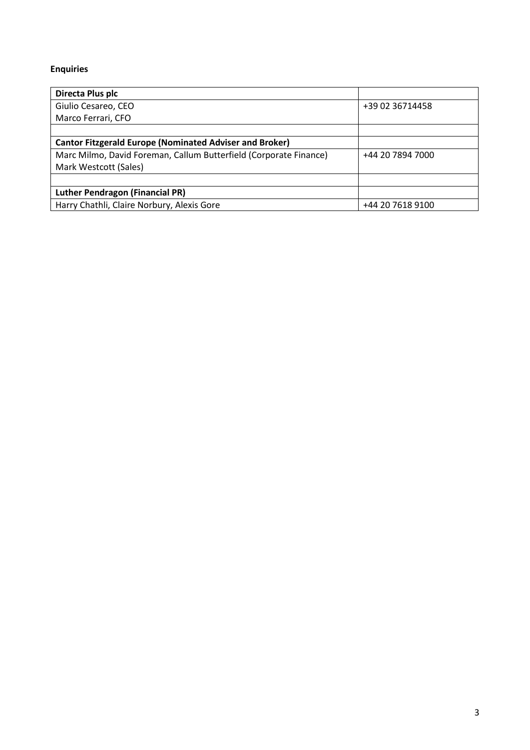**Enquiries**

| **Directa Plus plc** | |
|---|---|
| Giulio Cesareo, CEO<br>Marco Ferrari, CFO | +39 02 36714458 |
| | |
| **Cantor Fitzgerald Europe (Nominated Adviser and Broker)** | |
| Marc Milmo, David Foreman, Callum Butterfield (Corporate Finance)<br>Mark Westcott (Sales) | +44 20 7894 7000 |
| | |
| **Luther Pendragon (Financial PR)** | |
| Harry Chathli, Claire Norbury, Alexis Gore | +44 20 7618 9100 |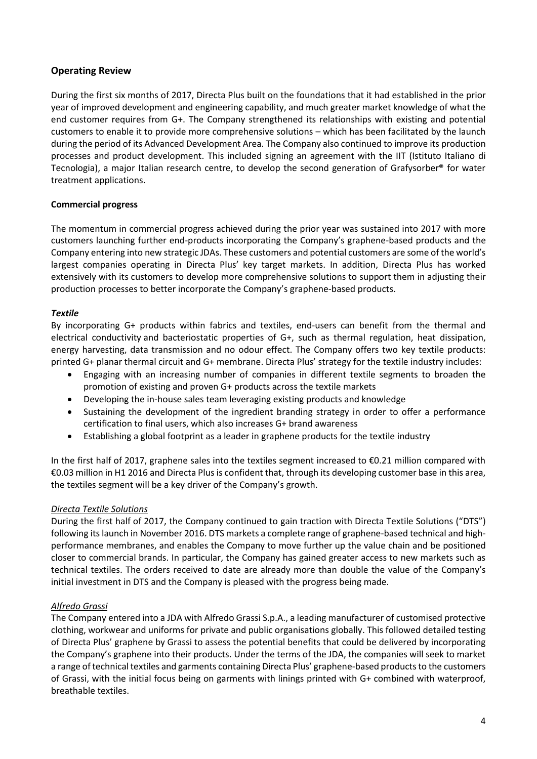## Operating Review

During the first six months of 2017, Directa Plus built on the foundations that it had established in the prior year of improved development and engineering capability, and much greater market knowledge of what the end customer requires from G+. The Company strengthened its relationships with existing and potential customers to enable it to provide more comprehensive solutions – which has been facilitated by the launch during the period of its Advanced Development Area. The Company also continued to improve its production processes and product development. This included signing an agreement with the IIT (Istituto Italiano di Tecnologia), a major Italian research centre, to develop the second generation of Grafysorber® for water treatment applications.

**Commercial progress**

The momentum in commercial progress achieved during the prior year was sustained into 2017 with more customers launching further end-products incorporating the Company's graphene-based products and the Company entering into new strategic JDAs. These customers and potential customers are some of the world's largest companies operating in Directa Plus' key target markets. In addition, Directa Plus has worked extensively with its customers to develop more comprehensive solutions to support them in adjusting their production processes to better incorporate the Company's graphene-based products.

***Textile***

By incorporating G+ products within fabrics and textiles, end-users can benefit from the thermal and electrical conductivity and bacteriostatic properties of G+, such as thermal regulation, heat dissipation, energy harvesting, data transmission and no odour effect. The Company offers two key textile products: printed G+ planar thermal circuit and G+ membrane. Directa Plus' strategy for the textile industry includes:

- Engaging with an increasing number of companies in different textile segments to broaden the promotion of existing and proven G+ products across the textile markets
- Developing the in-house sales team leveraging existing products and knowledge
- Sustaining the development of the ingredient branding strategy in order to offer a performance certification to final users, which also increases G+ brand awareness
- Establishing a global footprint as a leader in graphene products for the textile industry

In the first half of 2017, graphene sales into the textiles segment increased to €0.21 million compared with €0.03 million in H1 2016 and Directa Plus is confident that, through its developing customer base in this area, the textiles segment will be a key driver of the Company's growth.

*Directa Textile Solutions*

During the first half of 2017, the Company continued to gain traction with Directa Textile Solutions ("DTS") following its launch in November 2016. DTS markets a complete range of graphene-based technical and high-performance membranes, and enables the Company to move further up the value chain and be positioned closer to commercial brands. In particular, the Company has gained greater access to new markets such as technical textiles. The orders received to date are already more than double the value of the Company's initial investment in DTS and the Company is pleased with the progress being made.

*Alfredo Grassi*

The Company entered into a JDA with Alfredo Grassi S.p.A., a leading manufacturer of customised protective clothing, workwear and uniforms for private and public organisations globally. This followed detailed testing of Directa Plus' graphene by Grassi to assess the potential benefits that could be delivered by incorporating the Company's graphene into their products. Under the terms of the JDA, the companies will seek to market a range of technical textiles and garments containing Directa Plus' graphene-based products to the customers of Grassi, with the initial focus being on garments with linings printed with G+ combined with waterproof, breathable textiles.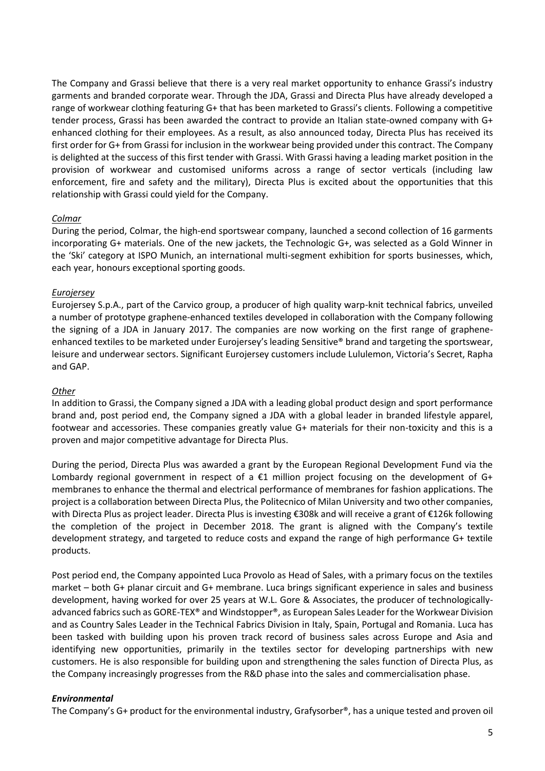The Company and Grassi believe that there is a very real market opportunity to enhance Grassi's industry garments and branded corporate wear. Through the JDA, Grassi and Directa Plus have already developed a range of workwear clothing featuring G+ that has been marketed to Grassi's clients. Following a competitive tender process, Grassi has been awarded the contract to provide an Italian state-owned company with G+ enhanced clothing for their employees. As a result, as also announced today, Directa Plus has received its first order for G+ from Grassi for inclusion in the workwear being provided under this contract. The Company is delighted at the success of this first tender with Grassi. With Grassi having a leading market position in the provision of workwear and customised uniforms across a range of sector verticals (including law enforcement, fire and safety and the military), Directa Plus is excited about the opportunities that this relationship with Grassi could yield for the Company.

*Colmar*

During the period, Colmar, the high-end sportswear company, launched a second collection of 16 garments incorporating G+ materials. One of the new jackets, the Technologic G+, was selected as a Gold Winner in the 'Ski' category at ISPO Munich, an international multi-segment exhibition for sports businesses, which, each year, honours exceptional sporting goods.

*Eurojersey*

Eurojersey S.p.A., part of the Carvico group, a producer of high quality warp-knit technical fabrics, unveiled a number of prototype graphene-enhanced textiles developed in collaboration with the Company following the signing of a JDA in January 2017. The companies are now working on the first range of graphene-enhanced textiles to be marketed under Eurojersey's leading Sensitive® brand and targeting the sportswear, leisure and underwear sectors. Significant Eurojersey customers include Lululemon, Victoria's Secret, Rapha and GAP.

*Other*

In addition to Grassi, the Company signed a JDA with a leading global product design and sport performance brand and, post period end, the Company signed a JDA with a global leader in branded lifestyle apparel, footwear and accessories. These companies greatly value G+ materials for their non-toxicity and this is a proven and major competitive advantage for Directa Plus.

During the period, Directa Plus was awarded a grant by the European Regional Development Fund via the Lombardy regional government in respect of a €1 million project focusing on the development of G+ membranes to enhance the thermal and electrical performance of membranes for fashion applications. The project is a collaboration between Directa Plus, the Politecnico of Milan University and two other companies, with Directa Plus as project leader. Directa Plus is investing €308k and will receive a grant of €126k following the completion of the project in December 2018. The grant is aligned with the Company's textile development strategy, and targeted to reduce costs and expand the range of high performance G+ textile products.

Post period end, the Company appointed Luca Provolo as Head of Sales, with a primary focus on the textiles market – both G+ planar circuit and G+ membrane. Luca brings significant experience in sales and business development, having worked for over 25 years at W.L. Gore & Associates, the producer of technologically-advanced fabrics such as GORE-TEX® and Windstopper®, as European Sales Leader for the Workwear Division and as Country Sales Leader in the Technical Fabrics Division in Italy, Spain, Portugal and Romania. Luca has been tasked with building upon his proven track record of business sales across Europe and Asia and identifying new opportunities, primarily in the textiles sector for developing partnerships with new customers. He is also responsible for building upon and strengthening the sales function of Directa Plus, as the Company increasingly progresses from the R&D phase into the sales and commercialisation phase.

***Environmental***

The Company's G+ product for the environmental industry, Grafysorber®, has a unique tested and proven oil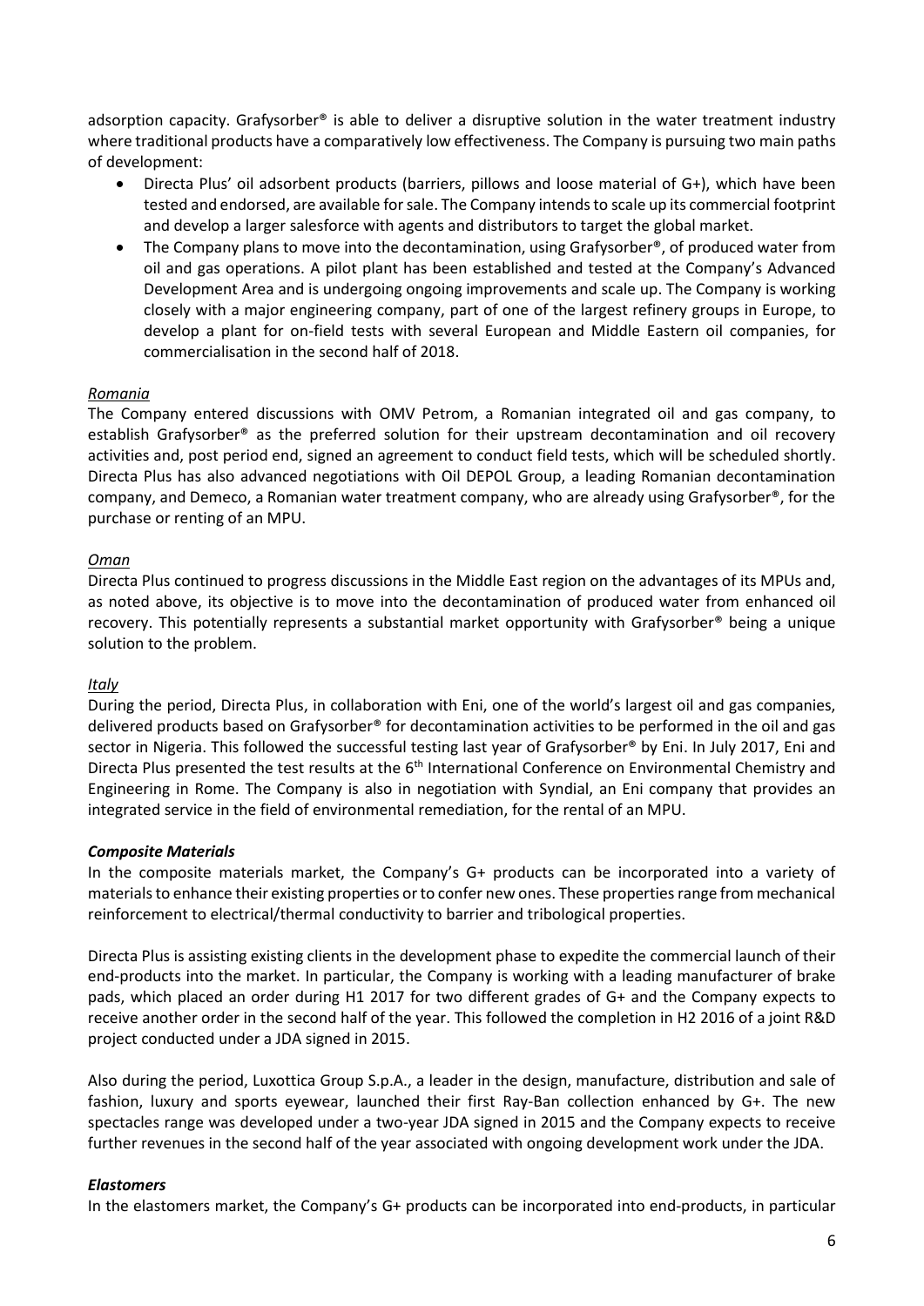adsorption capacity. Grafysorber® is able to deliver a disruptive solution in the water treatment industry where traditional products have a comparatively low effectiveness. The Company is pursuing two main paths of development:

- Directa Plus' oil adsorbent products (barriers, pillows and loose material of G+), which have been tested and endorsed, are available for sale. The Company intends to scale up its commercial footprint and develop a larger salesforce with agents and distributors to target the global market.
- The Company plans to move into the decontamination, using Grafysorber®, of produced water from oil and gas operations. A pilot plant has been established and tested at the Company's Advanced Development Area and is undergoing ongoing improvements and scale up. The Company is working closely with a major engineering company, part of one of the largest refinery groups in Europe, to develop a plant for on-field tests with several European and Middle Eastern oil companies, for commercialisation in the second half of 2018.

*Romania*

The Company entered discussions with OMV Petrom, a Romanian integrated oil and gas company, to establish Grafysorber® as the preferred solution for their upstream decontamination and oil recovery activities and, post period end, signed an agreement to conduct field tests, which will be scheduled shortly. Directa Plus has also advanced negotiations with Oil DEPOL Group, a leading Romanian decontamination company, and Demeco, a Romanian water treatment company, who are already using Grafysorber®, for the purchase or renting of an MPU.

*Oman*

Directa Plus continued to progress discussions in the Middle East region on the advantages of its MPUs and, as noted above, its objective is to move into the decontamination of produced water from enhanced oil recovery. This potentially represents a substantial market opportunity with Grafysorber® being a unique solution to the problem.

*Italy*

During the period, Directa Plus, in collaboration with Eni, one of the world's largest oil and gas companies, delivered products based on Grafysorber® for decontamination activities to be performed in the oil and gas sector in Nigeria. This followed the successful testing last year of Grafysorber® by Eni. In July 2017, Eni and Directa Plus presented the test results at the 6th International Conference on Environmental Chemistry and Engineering in Rome. The Company is also in negotiation with Syndial, an Eni company that provides an integrated service in the field of environmental remediation, for the rental of an MPU.

***Composite Materials***

In the composite materials market, the Company's G+ products can be incorporated into a variety of materials to enhance their existing properties or to confer new ones. These properties range from mechanical reinforcement to electrical/thermal conductivity to barrier and tribological properties.

Directa Plus is assisting existing clients in the development phase to expedite the commercial launch of their end-products into the market. In particular, the Company is working with a leading manufacturer of brake pads, which placed an order during H1 2017 for two different grades of G+ and the Company expects to receive another order in the second half of the year. This followed the completion in H2 2016 of a joint R&D project conducted under a JDA signed in 2015.

Also during the period, Luxottica Group S.p.A., a leader in the design, manufacture, distribution and sale of fashion, luxury and sports eyewear, launched their first Ray-Ban collection enhanced by G+. The new spectacles range was developed under a two-year JDA signed in 2015 and the Company expects to receive further revenues in the second half of the year associated with ongoing development work under the JDA.

***Elastomers***

In the elastomers market, the Company's G+ products can be incorporated into end-products, in particular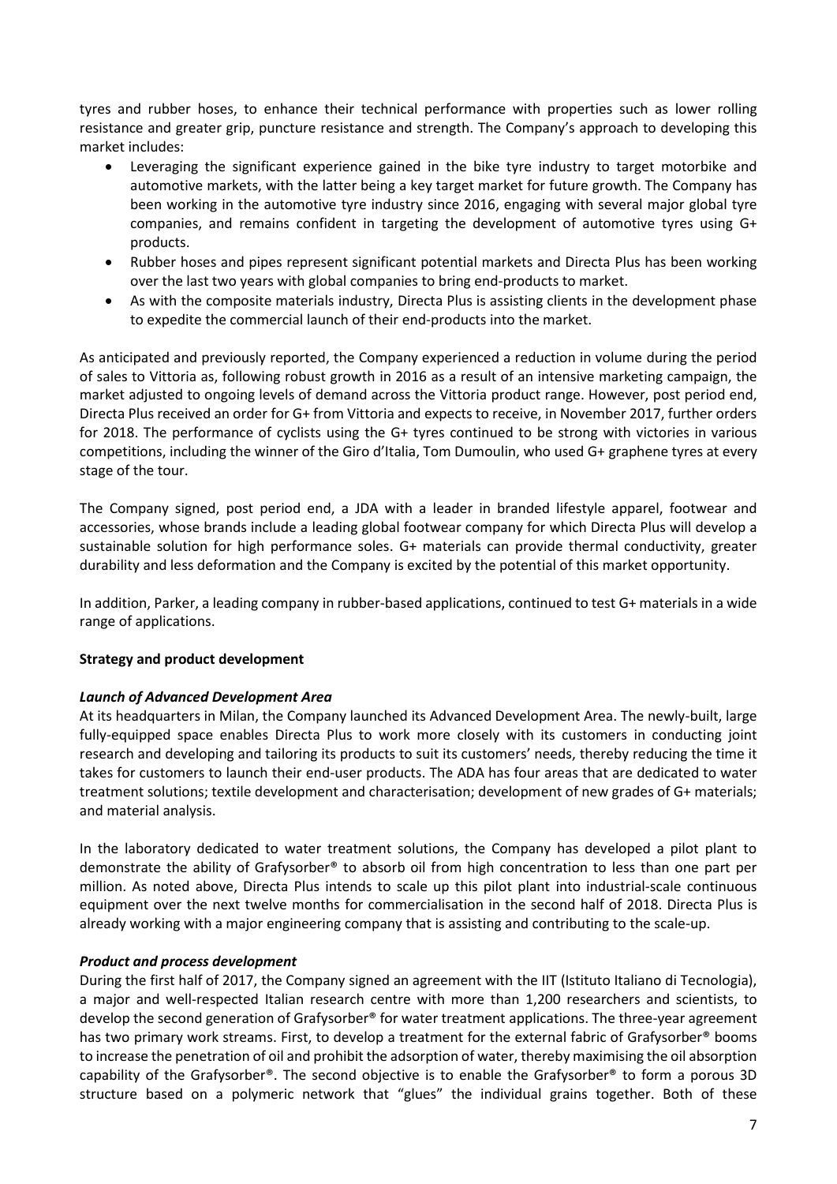tyres and rubber hoses, to enhance their technical performance with properties such as lower rolling resistance and greater grip, puncture resistance and strength. The Company's approach to developing this market includes:

- Leveraging the significant experience gained in the bike tyre industry to target motorbike and automotive markets, with the latter being a key target market for future growth. The Company has been working in the automotive tyre industry since 2016, engaging with several major global tyre companies, and remains confident in targeting the development of automotive tyres using G+ products.
- Rubber hoses and pipes represent significant potential markets and Directa Plus has been working over the last two years with global companies to bring end-products to market.
- As with the composite materials industry, Directa Plus is assisting clients in the development phase to expedite the commercial launch of their end-products into the market.

As anticipated and previously reported, the Company experienced a reduction in volume during the period of sales to Vittoria as, following robust growth in 2016 as a result of an intensive marketing campaign, the market adjusted to ongoing levels of demand across the Vittoria product range. However, post period end, Directa Plus received an order for G+ from Vittoria and expects to receive, in November 2017, further orders for 2018. The performance of cyclists using the G+ tyres continued to be strong with victories in various competitions, including the winner of the Giro d'Italia, Tom Dumoulin, who used G+ graphene tyres at every stage of the tour.

The Company signed, post period end, a JDA with a leader in branded lifestyle apparel, footwear and accessories, whose brands include a leading global footwear company for which Directa Plus will develop a sustainable solution for high performance soles. G+ materials can provide thermal conductivity, greater durability and less deformation and the Company is excited by the potential of this market opportunity.

In addition, Parker, a leading company in rubber-based applications, continued to test G+ materials in a wide range of applications.

**Strategy and product development**

***Launch of Advanced Development Area***

At its headquarters in Milan, the Company launched its Advanced Development Area. The newly-built, large fully-equipped space enables Directa Plus to work more closely with its customers in conducting joint research and developing and tailoring its products to suit its customers' needs, thereby reducing the time it takes for customers to launch their end-user products. The ADA has four areas that are dedicated to water treatment solutions; textile development and characterisation; development of new grades of G+ materials; and material analysis.

In the laboratory dedicated to water treatment solutions, the Company has developed a pilot plant to demonstrate the ability of Grafysorber® to absorb oil from high concentration to less than one part per million. As noted above, Directa Plus intends to scale up this pilot plant into industrial-scale continuous equipment over the next twelve months for commercialisation in the second half of 2018. Directa Plus is already working with a major engineering company that is assisting and contributing to the scale-up.

***Product and process development***

During the first half of 2017, the Company signed an agreement with the IIT (Istituto Italiano di Tecnologia), a major and well-respected Italian research centre with more than 1,200 researchers and scientists, to develop the second generation of Grafysorber® for water treatment applications. The three-year agreement has two primary work streams. First, to develop a treatment for the external fabric of Grafysorber® booms to increase the penetration of oil and prohibit the adsorption of water, thereby maximising the oil absorption capability of the Grafysorber®. The second objective is to enable the Grafysorber® to form a porous 3D structure based on a polymeric network that "glues" the individual grains together. Both of these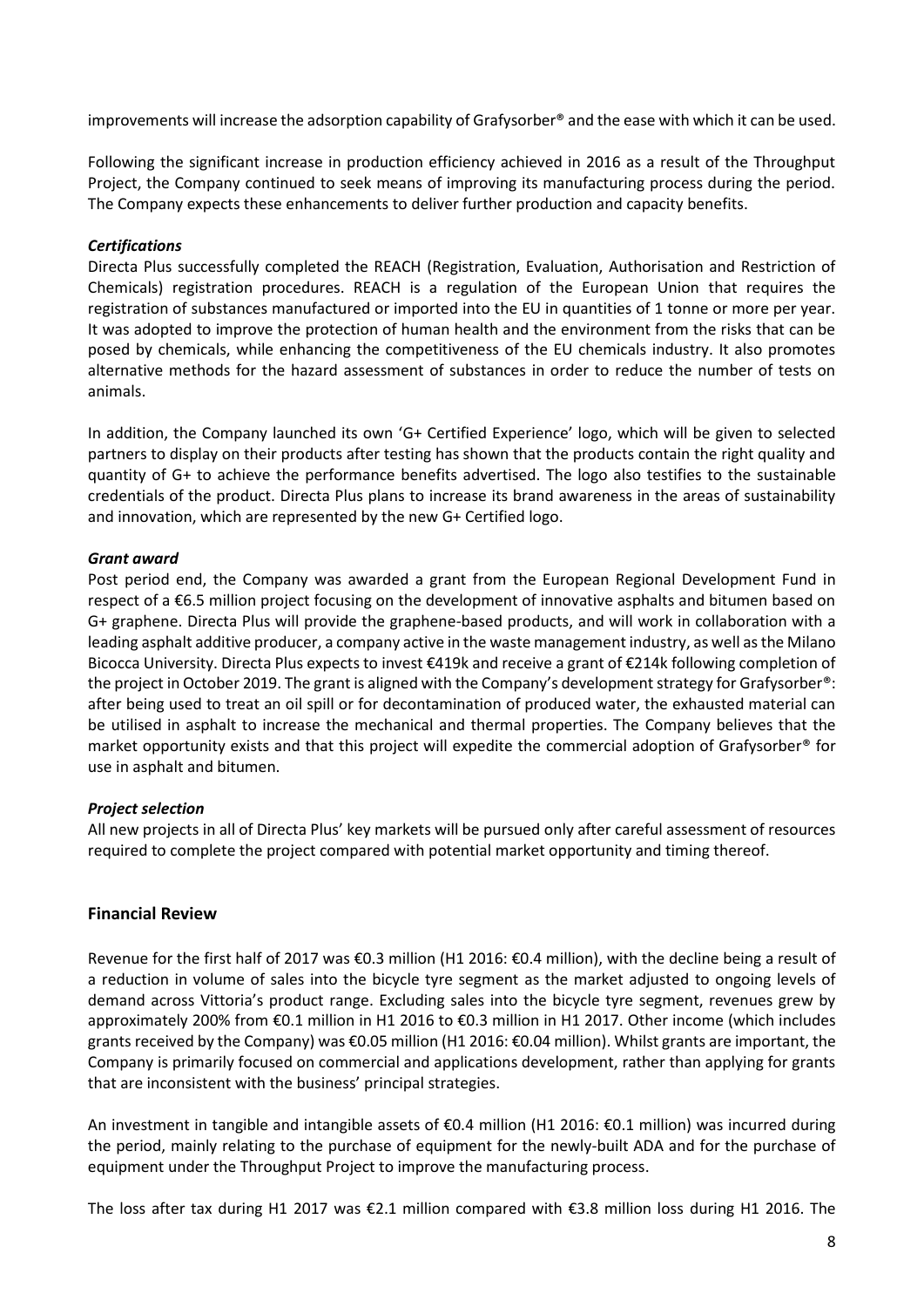improvements will increase the adsorption capability of Grafysorber® and the ease with which it can be used.

Following the significant increase in production efficiency achieved in 2016 as a result of the Throughput Project, the Company continued to seek means of improving its manufacturing process during the period. The Company expects these enhancements to deliver further production and capacity benefits.

***Certifications***

Directa Plus successfully completed the REACH (Registration, Evaluation, Authorisation and Restriction of Chemicals) registration procedures. REACH is a regulation of the European Union that requires the registration of substances manufactured or imported into the EU in quantities of 1 tonne or more per year. It was adopted to improve the protection of human health and the environment from the risks that can be posed by chemicals, while enhancing the competitiveness of the EU chemicals industry. It also promotes alternative methods for the hazard assessment of substances in order to reduce the number of tests on animals.

In addition, the Company launched its own 'G+ Certified Experience' logo, which will be given to selected partners to display on their products after testing has shown that the products contain the right quality and quantity of G+ to achieve the performance benefits advertised. The logo also testifies to the sustainable credentials of the product. Directa Plus plans to increase its brand awareness in the areas of sustainability and innovation, which are represented by the new G+ Certified logo.

***Grant award***

Post period end, the Company was awarded a grant from the European Regional Development Fund in respect of a €6.5 million project focusing on the development of innovative asphalts and bitumen based on G+ graphene. Directa Plus will provide the graphene-based products, and will work in collaboration with a leading asphalt additive producer, a company active in the waste management industry, as well as the Milano Bicocca University. Directa Plus expects to invest €419k and receive a grant of €214k following completion of the project in October 2019. The grant is aligned with the Company's development strategy for Grafysorber®: after being used to treat an oil spill or for decontamination of produced water, the exhausted material can be utilised in asphalt to increase the mechanical and thermal properties. The Company believes that the market opportunity exists and that this project will expedite the commercial adoption of Grafysorber® for use in asphalt and bitumen.

***Project selection***

All new projects in all of Directa Plus' key markets will be pursued only after careful assessment of resources required to complete the project compared with potential market opportunity and timing thereof.

## Financial Review

Revenue for the first half of 2017 was €0.3 million (H1 2016: €0.4 million), with the decline being a result of a reduction in volume of sales into the bicycle tyre segment as the market adjusted to ongoing levels of demand across Vittoria's product range. Excluding sales into the bicycle tyre segment, revenues grew by approximately 200% from €0.1 million in H1 2016 to €0.3 million in H1 2017. Other income (which includes grants received by the Company) was €0.05 million (H1 2016: €0.04 million). Whilst grants are important, the Company is primarily focused on commercial and applications development, rather than applying for grants that are inconsistent with the business' principal strategies.

An investment in tangible and intangible assets of €0.4 million (H1 2016: €0.1 million) was incurred during the period, mainly relating to the purchase of equipment for the newly-built ADA and for the purchase of equipment under the Throughput Project to improve the manufacturing process.

The loss after tax during H1 2017 was €2.1 million compared with €3.8 million loss during H1 2016. The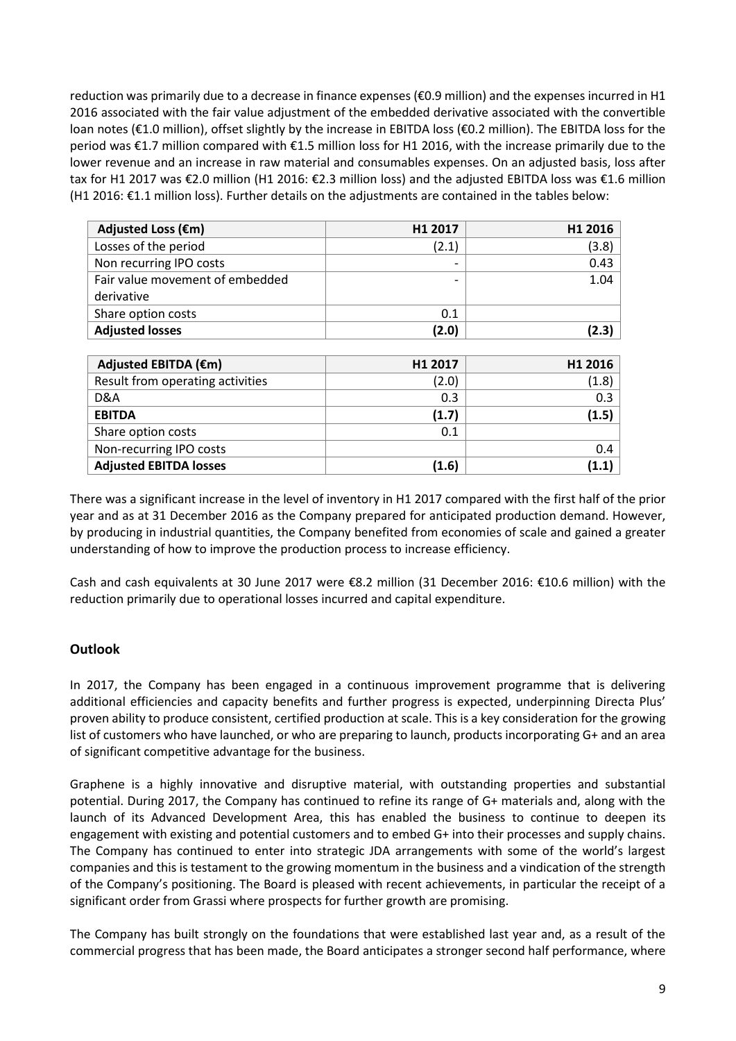reduction was primarily due to a decrease in finance expenses (€0.9 million) and the expenses incurred in H1 2016 associated with the fair value adjustment of the embedded derivative associated with the convertible loan notes (€1.0 million), offset slightly by the increase in EBITDA loss (€0.2 million). The EBITDA loss for the period was €1.7 million compared with €1.5 million loss for H1 2016, with the increase primarily due to the lower revenue and an increase in raw material and consumables expenses. On an adjusted basis, loss after tax for H1 2017 was €2.0 million (H1 2016: €2.3 million loss) and the adjusted EBITDA loss was €1.6 million (H1 2016: €1.1 million loss). Further details on the adjustments are contained in the tables below:

| Adjusted Loss (€m) | H1 2017 | H1 2016 |
|---|---|---|
| Losses of the period | (2.1) | (3.8) |
| Non recurring IPO costs | - | 0.43 |
| Fair value movement of embedded derivative | - | 1.04 |
| Share option costs | 0.1 | |
| **Adjusted losses** | **(2.0)** | **(2.3)** |

| Adjusted EBITDA (€m) | H1 2017 | H1 2016 |
|---|---|---|
| Result from operating activities | (2.0) | (1.8) |
| D&A | 0.3 | 0.3 |
| **EBITDA** | **(1.7)** | **(1.5)** |
| Share option costs | 0.1 | |
| Non-recurring IPO costs | | 0.4 |
| **Adjusted EBITDA losses** | **(1.6)** | **(1.1)** |

There was a significant increase in the level of inventory in H1 2017 compared with the first half of the prior year and as at 31 December 2016 as the Company prepared for anticipated production demand. However, by producing in industrial quantities, the Company benefited from economies of scale and gained a greater understanding of how to improve the production process to increase efficiency.

Cash and cash equivalents at 30 June 2017 were €8.2 million (31 December 2016: €10.6 million) with the reduction primarily due to operational losses incurred and capital expenditure.

## Outlook

In 2017, the Company has been engaged in a continuous improvement programme that is delivering additional efficiencies and capacity benefits and further progress is expected, underpinning Directa Plus' proven ability to produce consistent, certified production at scale. This is a key consideration for the growing list of customers who have launched, or who are preparing to launch, products incorporating G+ and an area of significant competitive advantage for the business.

Graphene is a highly innovative and disruptive material, with outstanding properties and substantial potential. During 2017, the Company has continued to refine its range of G+ materials and, along with the launch of its Advanced Development Area, this has enabled the business to continue to deepen its engagement with existing and potential customers and to embed G+ into their processes and supply chains. The Company has continued to enter into strategic JDA arrangements with some of the world's largest companies and this is testament to the growing momentum in the business and a vindication of the strength of the Company's positioning. The Board is pleased with recent achievements, in particular the receipt of a significant order from Grassi where prospects for further growth are promising.

The Company has built strongly on the foundations that were established last year and, as a result of the commercial progress that has been made, the Board anticipates a stronger second half performance, where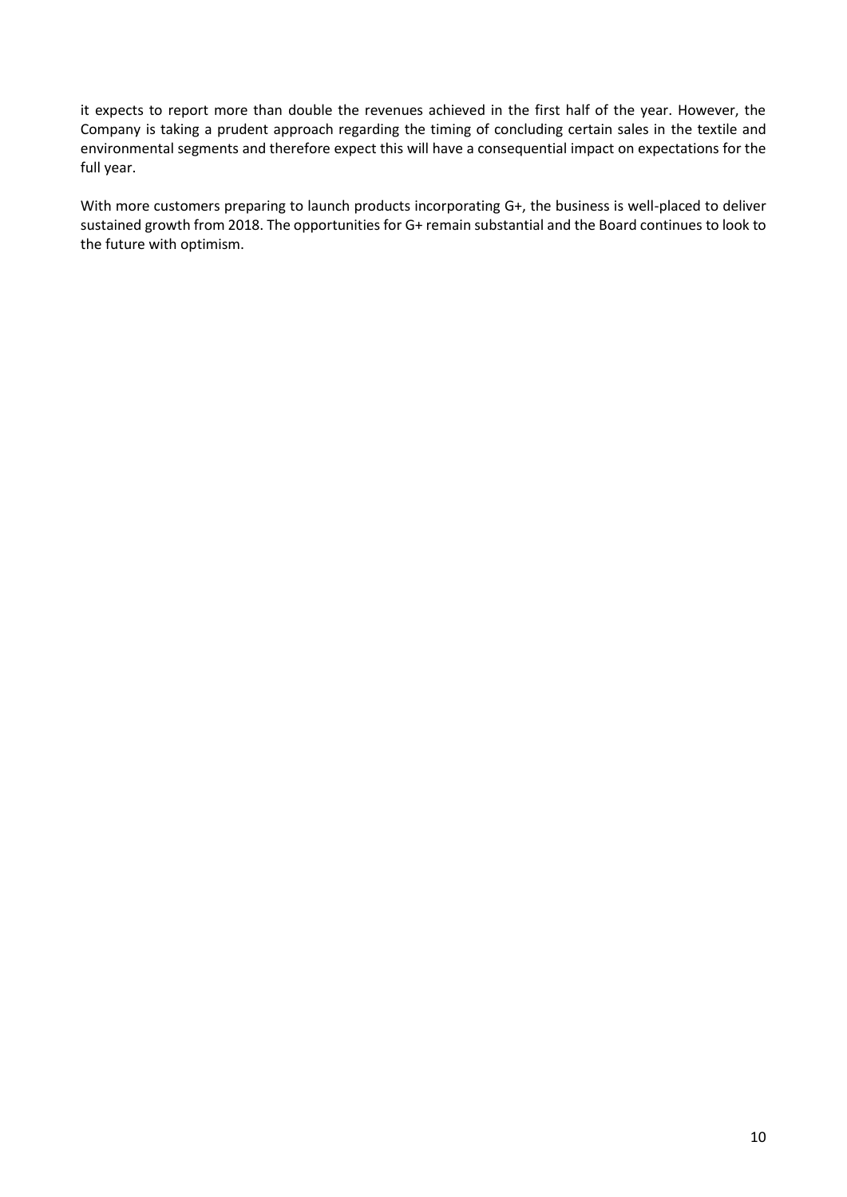it expects to report more than double the revenues achieved in the first half of the year. However, the Company is taking a prudent approach regarding the timing of concluding certain sales in the textile and environmental segments and therefore expect this will have a consequential impact on expectations for the full year.

With more customers preparing to launch products incorporating G+, the business is well-placed to deliver sustained growth from 2018. The opportunities for G+ remain substantial and the Board continues to look to the future with optimism.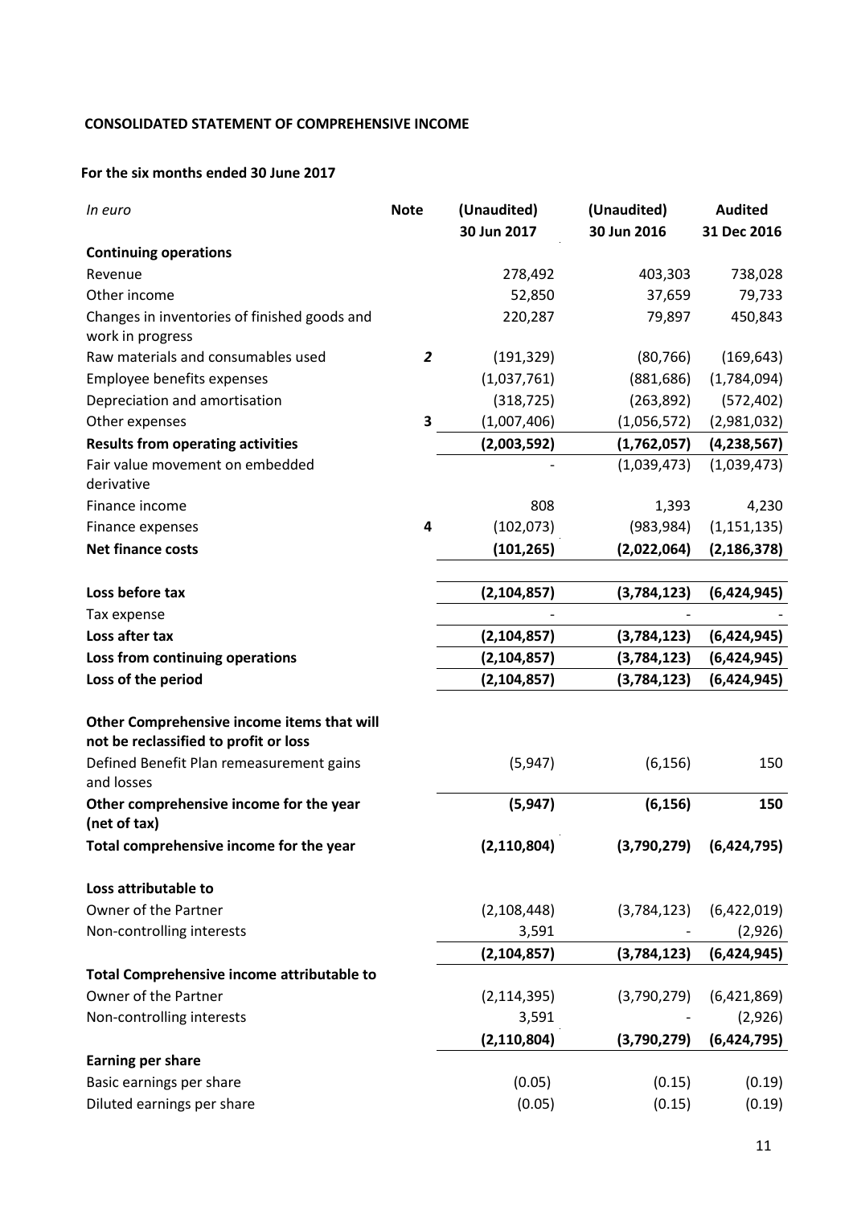**CONSOLIDATED STATEMENT OF COMPREHENSIVE INCOME**

**For the six months ended 30 June 2017**

| *In euro* | Note | (Unaudited) 30 Jun 2017 | (Unaudited) 30 Jun 2016 | Audited 31 Dec 2016 |
|---|---|---|---|---|
| **Continuing operations** | | | | |
| Revenue | | 278,492 | 403,303 | 738,028 |
| Other income | | 52,850 | 37,659 | 79,733 |
| Changes in inventories of finished goods and work in progress | | 220,287 | 79,897 | 450,843 |
| Raw materials and consumables used | *2* | (191,329) | (80,766) | (169,643) |
| Employee benefits expenses | | (1,037,761) | (881,686) | (1,784,094) |
| Depreciation and amortisation | | (318,725) | (263,892) | (572,402) |
| Other expenses | 3 | (1,007,406) | (1,056,572) | (2,981,032) |
| **Results from operating activities** | | **(2,003,592)** | **(1,762,057)** | **(4,238,567)** |
| Fair value movement on embedded derivative | | - | (1,039,473) | (1,039,473) |
| Finance income | | 808 | 1,393 | 4,230 |
| Finance expenses | 4 | (102,073) | (983,984) | (1,151,135) |
| **Net finance costs** | | **(101,265)** | **(2,022,064)** | **(2,186,378)** |
| **Loss before tax** | | **(2,104,857)** | **(3,784,123)** | **(6,424,945)** |
| Tax expense | | - | - | - |
| **Loss after tax** | | **(2,104,857)** | **(3,784,123)** | **(6,424,945)** |
| **Loss from continuing operations** | | **(2,104,857)** | **(3,784,123)** | **(6,424,945)** |
| **Loss of the period** | | **(2,104,857)** | **(3,784,123)** | **(6,424,945)** |
| **Other Comprehensive income items that will not be reclassified to profit or loss** | | | | |
| Defined Benefit Plan remeasurement gains and losses | | (5,947) | (6,156) | 150 |
| **Other comprehensive income for the year (net of tax)** | | **(5,947)** | **(6,156)** | **150** |
| **Total comprehensive income for the year** | | **(2,110,804)** | **(3,790,279)** | **(6,424,795)** |
| **Loss attributable to** | | | | |
| Owner of the Partner | | (2,108,448) | (3,784,123) | (6,422,019) |
| Non-controlling interests | | 3,591 | - | (2,926) |
| | | **(2,104,857)** | **(3,784,123)** | **(6,424,945)** |
| **Total Comprehensive income attributable to** | | | | |
| Owner of the Partner | | (2,114,395) | (3,790,279) | (6,421,869) |
| Non-controlling interests | | 3,591 | - | (2,926) |
| | | **(2,110,804)** | **(3,790,279)** | **(6,424,795)** |
| **Earning per share** | | | | |
| Basic earnings per share | | (0.05) | (0.15) | (0.19) |
| Diluted earnings per share | | (0.05) | (0.15) | (0.19) |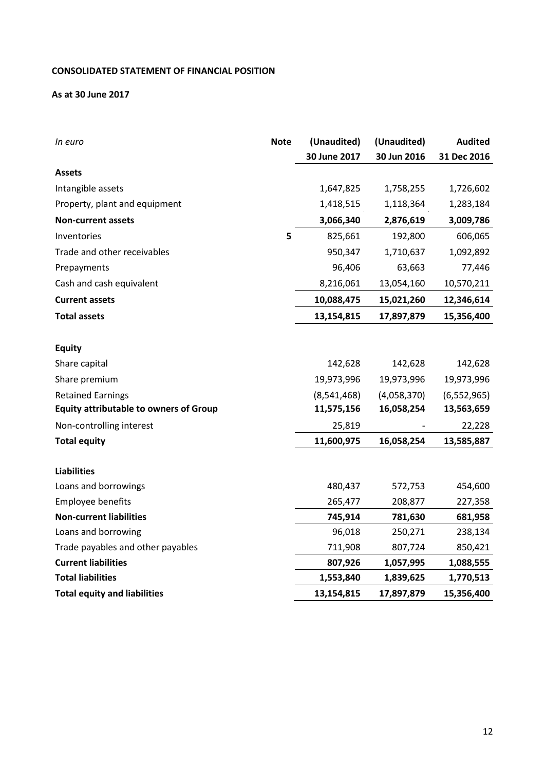**CONSOLIDATED STATEMENT OF FINANCIAL POSITION**

**As at 30 June 2017**

| *In euro* | **Note** | **(Unaudited) 30 June 2017** | **(Unaudited) 30 Jun 2016** | **Audited 31 Dec 2016** |
|---|---|---|---|---|
| **Assets** | | | | |
| Intangible assets | | 1,647,825 | 1,758,255 | 1,726,602 |
| Property, plant and equipment | | 1,418,515 | 1,118,364 | 1,283,184 |
| **Non-current assets** | | **3,066,340** | **2,876,619** | **3,009,786** |
| Inventories | **5** | 825,661 | 192,800 | 606,065 |
| Trade and other receivables | | 950,347 | 1,710,637 | 1,092,892 |
| Prepayments | | 96,406 | 63,663 | 77,446 |
| Cash and cash equivalent | | 8,216,061 | 13,054,160 | 10,570,211 |
| **Current assets** | | **10,088,475** | **15,021,260** | **12,346,614** |
| **Total assets** | | **13,154,815** | **17,897,879** | **15,356,400** |
| | | | | |
| **Equity** | | | | |
| Share capital | | 142,628 | 142,628 | 142,628 |
| Share premium | | 19,973,996 | 19,973,996 | 19,973,996 |
| Retained Earnings | | (8,541,468) | (4,058,370) | (6,552,965) |
| **Equity attributable to owners of Group** | | **11,575,156** | **16,058,254** | **13,563,659** |
| Non-controlling interest | | 25,819 | - | 22,228 |
| **Total equity** | | **11,600,975** | **16,058,254** | **13,585,887** |
| | | | | |
| **Liabilities** | | | | |
| Loans and borrowings | | 480,437 | 572,753 | 454,600 |
| Employee benefits | | 265,477 | 208,877 | 227,358 |
| **Non-current liabilities** | | **745,914** | **781,630** | **681,958** |
| Loans and borrowing | | 96,018 | 250,271 | 238,134 |
| Trade payables and other payables | | 711,908 | 807,724 | 850,421 |
| **Current liabilities** | | **807,926** | **1,057,995** | **1,088,555** |
| **Total liabilities** | | **1,553,840** | **1,839,625** | **1,770,513** |
| **Total equity and liabilities** | | **13,154,815** | **17,897,879** | **15,356,400** |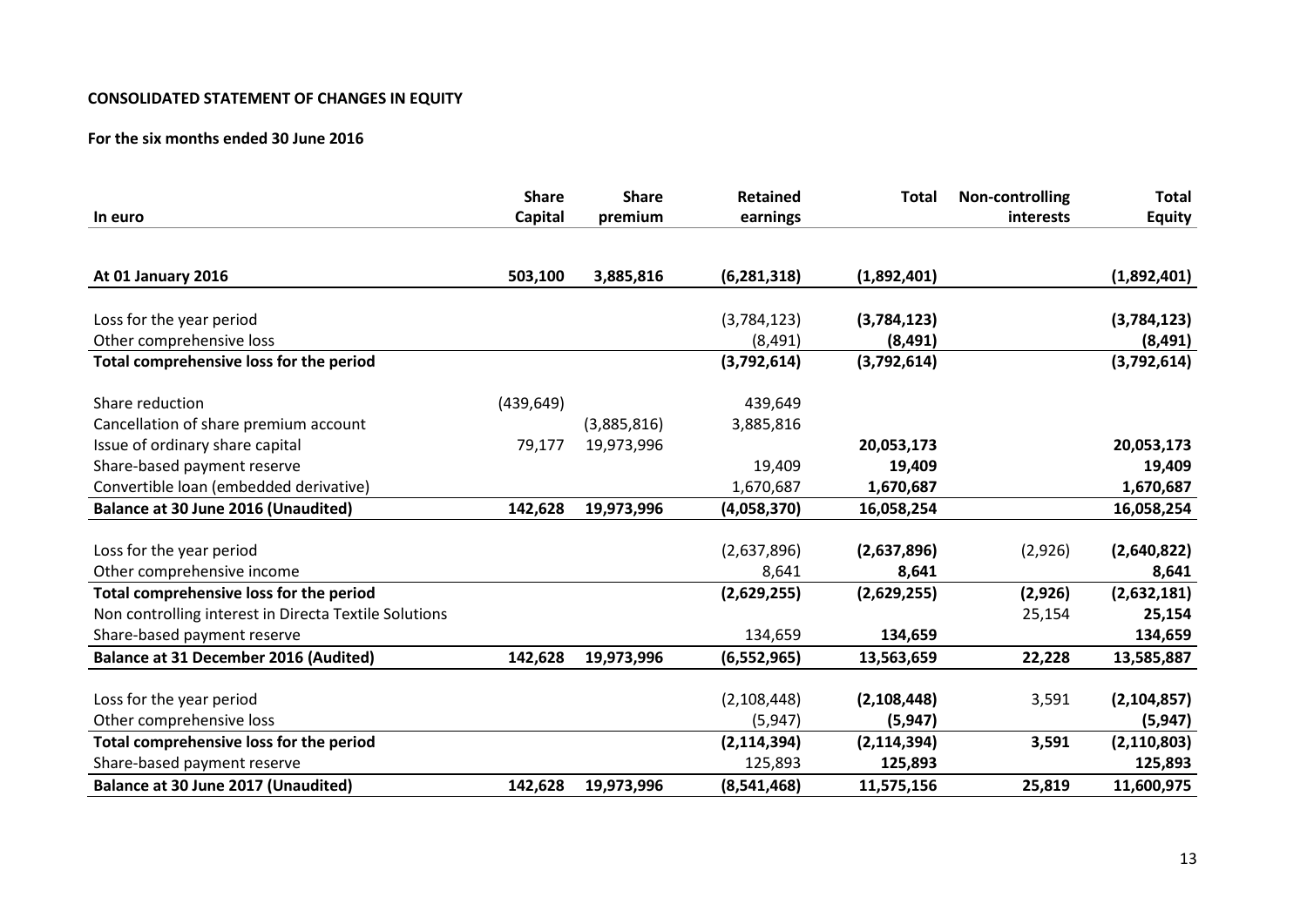**CONSOLIDATED STATEMENT OF CHANGES IN EQUITY**

**For the six months ended 30 June 2016**

| In euro | Share Capital | Share premium | Retained earnings | Total | Non-controlling interests | Total Equity |
|---|---|---|---|---|---|---|
| **At 01 January 2016** | **503,100** | **3,885,816** | **(6,281,318)** | **(1,892,401)** | | **(1,892,401)** |
| Loss for the year period | | | (3,784,123) | **(3,784,123)** | | **(3,784,123)** |
| Other comprehensive loss | | | (8,491) | **(8,491)** | | **(8,491)** |
| **Total comprehensive loss for the period** | | | **(3,792,614)** | **(3,792,614)** | | **(3,792,614)** |
| Share reduction | (439,649) | | 439,649 | | | |
| Cancellation of share premium account | | (3,885,816) | 3,885,816 | | | |
| Issue of ordinary share capital | 79,177 | 19,973,996 | | **20,053,173** | | **20,053,173** |
| Share-based payment reserve | | | 19,409 | **19,409** | | **19,409** |
| Convertible loan (embedded derivative) | | | 1,670,687 | **1,670,687** | | **1,670,687** |
| **Balance at 30 June 2016 (Unaudited)** | **142,628** | **19,973,996** | **(4,058,370)** | **16,058,254** | | **16,058,254** |
| Loss for the year period | | | (2,637,896) | **(2,637,896)** | (2,926) | **(2,640,822)** |
| Other comprehensive income | | | 8,641 | **8,641** | | **8,641** |
| **Total comprehensive loss for the period** | | | **(2,629,255)** | **(2,629,255)** | **(2,926)** | **(2,632,181)** |
| Non controlling interest in Directa Textile Solutions | | | | | 25,154 | **25,154** |
| Share-based payment reserve | | | 134,659 | **134,659** | | **134,659** |
| **Balance at 31 December 2016 (Audited)** | **142,628** | **19,973,996** | **(6,552,965)** | **13,563,659** | **22,228** | **13,585,887** |
| Loss for the year period | | | (2,108,448) | **(2,108,448)** | 3,591 | **(2,104,857)** |
| Other comprehensive loss | | | (5,947) | **(5,947)** | | **(5,947)** |
| **Total comprehensive loss for the period** | | | **(2,114,394)** | **(2,114,394)** | **3,591** | **(2,110,803)** |
| Share-based payment reserve | | | 125,893 | **125,893** | | **125,893** |
| **Balance at 30 June 2017 (Unaudited)** | **142,628** | **19,973,996** | **(8,541,468)** | **11,575,156** | **25,819** | **11,600,975** |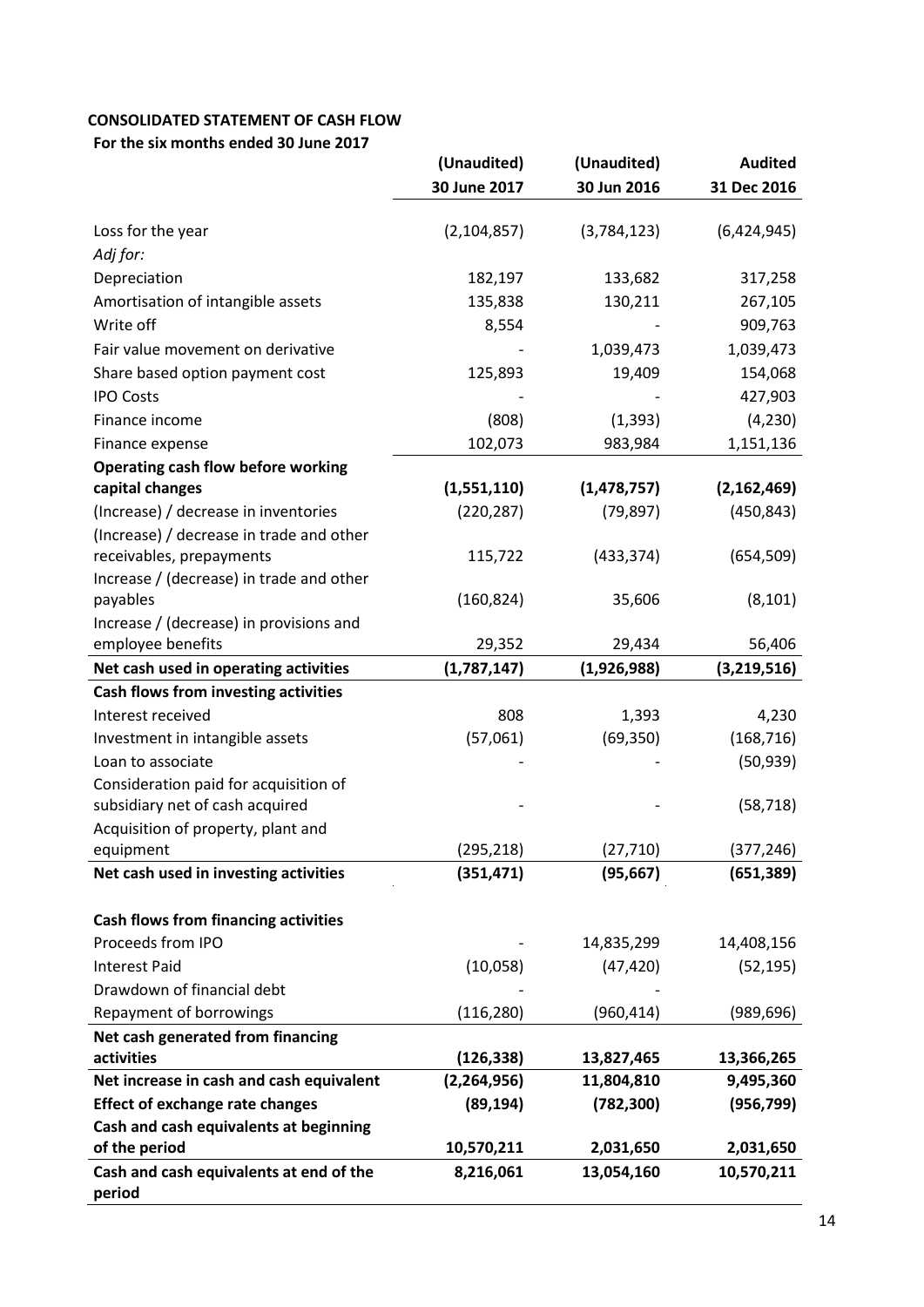**CONSOLIDATED STATEMENT OF CASH FLOW**

**For the six months ended 30 June 2017**

| | (Unaudited) 30 June 2017 | (Unaudited) 30 Jun 2016 | Audited 31 Dec 2016 |
|---|---|---|---|
| Loss for the year | (2,104,857) | (3,784,123) | (6,424,945) |
| *Adj for:* | | | |
| Depreciation | 182,197 | 133,682 | 317,258 |
| Amortisation of intangible assets | 135,838 | 130,211 | 267,105 |
| Write off | 8,554 | - | 909,763 |
| Fair value movement on derivative | - | 1,039,473 | 1,039,473 |
| Share based option payment cost | 125,893 | 19,409 | 154,068 |
| IPO Costs | - | - | 427,903 |
| Finance income | (808) | (1,393) | (4,230) |
| Finance expense | 102,073 | 983,984 | 1,151,136 |
| **Operating cash flow before working capital changes** | **(1,551,110)** | **(1,478,757)** | **(2,162,469)** |
| (Increase) / decrease in inventories | (220,287) | (79,897) | (450,843) |
| (Increase) / decrease in trade and other receivables, prepayments | 115,722 | (433,374) | (654,509) |
| Increase / (decrease) in trade and other payables | (160,824) | 35,606 | (8,101) |
| Increase / (decrease) in provisions and employee benefits | 29,352 | 29,434 | 56,406 |
| **Net cash used in operating activities** | **(1,787,147)** | **(1,926,988)** | **(3,219,516)** |
| **Cash flows from investing activities** | | | |
| Interest received | 808 | 1,393 | 4,230 |
| Investment in intangible assets | (57,061) | (69,350) | (168,716) |
| Loan to associate | - | - | (50,939) |
| Consideration paid for acquisition of subsidiary net of cash acquired | - | - | (58,718) |
| Acquisition of property, plant and equipment | (295,218) | (27,710) | (377,246) |
| **Net cash used in investing activities** | **(351,471)** | **(95,667)** | **(651,389)** |
| **Cash flows from financing activities** | | | |
| Proceeds from IPO | - | 14,835,299 | 14,408,156 |
| Interest Paid | (10,058) | (47,420) | (52,195) |
| Drawdown of financial debt | | - | |
| Repayment of borrowings | (116,280) | (960,414) | (989,696) |
| **Net cash generated from financing activities** | **(126,338)** | **13,827,465** | **13,366,265** |
| **Net increase in cash and cash equivalent** | **(2,264,956)** | **11,804,810** | **9,495,360** |
| **Effect of exchange rate changes** | **(89,194)** | **(782,300)** | **(956,799)** |
| **Cash and cash equivalents at beginning of the period** | **10,570,211** | **2,031,650** | **2,031,650** |
| **Cash and cash equivalents at end of the period** | **8,216,061** | **13,054,160** | **10,570,211** |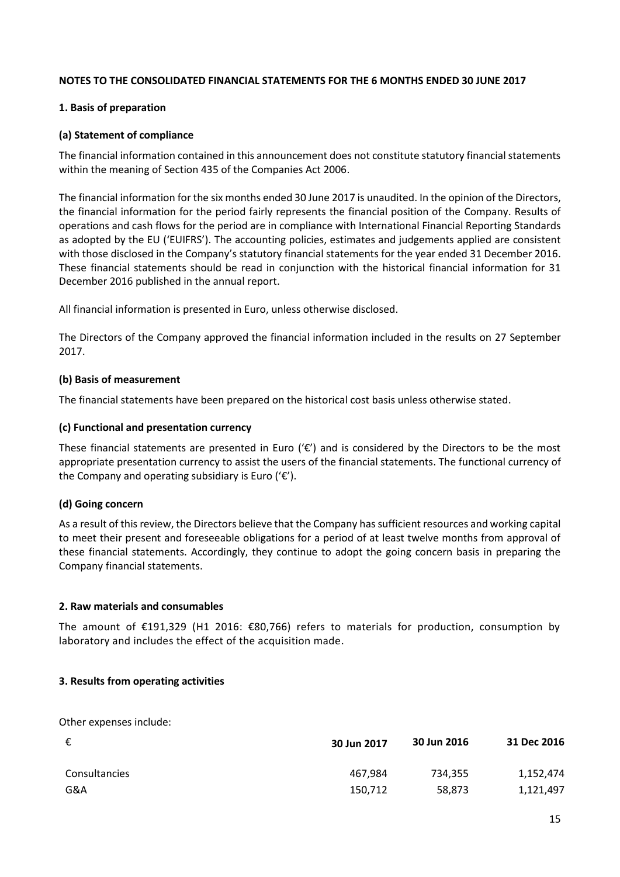**NOTES TO THE CONSOLIDATED FINANCIAL STATEMENTS FOR THE 6 MONTHS ENDED 30 JUNE 2017**

**1. Basis of preparation**

**(a) Statement of compliance**

The financial information contained in this announcement does not constitute statutory financial statements within the meaning of Section 435 of the Companies Act 2006.

The financial information for the six months ended 30 June 2017 is unaudited. In the opinion of the Directors, the financial information for the period fairly represents the financial position of the Company. Results of operations and cash flows for the period are in compliance with International Financial Reporting Standards as adopted by the EU ('EUIFRS'). The accounting policies, estimates and judgements applied are consistent with those disclosed in the Company's statutory financial statements for the year ended 31 December 2016. These financial statements should be read in conjunction with the historical financial information for 31 December 2016 published in the annual report.

All financial information is presented in Euro, unless otherwise disclosed.

The Directors of the Company approved the financial information included in the results on 27 September 2017.

**(b) Basis of measurement**

The financial statements have been prepared on the historical cost basis unless otherwise stated.

**(c) Functional and presentation currency**

These financial statements are presented in Euro ('€') and is considered by the Directors to be the most appropriate presentation currency to assist the users of the financial statements. The functional currency of the Company and operating subsidiary is Euro ('€').

**(d) Going concern**

As a result of this review, the Directors believe that the Company has sufficient resources and working capital to meet their present and foreseeable obligations for a period of at least twelve months from approval of these financial statements. Accordingly, they continue to adopt the going concern basis in preparing the Company financial statements.

**2. Raw materials and consumables**

The amount of €191,329 (H1 2016: €80,766) refers to materials for production, consumption by laboratory and includes the effect of the acquisition made.

**3. Results from operating activities**

Other expenses include:

| € | 30 Jun 2017 | 30 Jun 2016 | 31 Dec 2016 |
|---|---|---|---|
| Consultancies | 467,984 | 734,355 | 1,152,474 |
| G&A | 150,712 | 58,873 | 1,121,497 |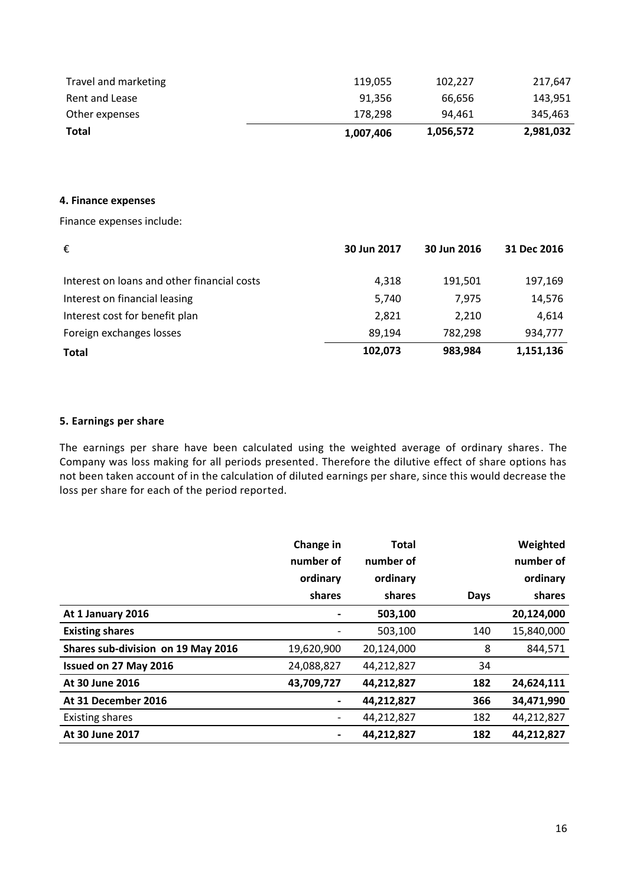| | | | |
|---|---|---|---|
| Travel and marketing | 119,055 | 102,227 | 217,647 |
| Rent and Lease | 91,356 | 66,656 | 143,951 |
| Other expenses | 178,298 | 94,461 | 345,463 |
| **Total** | **1,007,406** | **1,056,572** | **2,981,032** |

**4. Finance expenses**

Finance expenses include:

| € | 30 Jun 2017 | 30 Jun 2016 | 31 Dec 2016 |
|---|---|---|---|
| Interest on loans and other financial costs | 4,318 | 191,501 | 197,169 |
| Interest on financial leasing | 5,740 | 7,975 | 14,576 |
| Interest cost for benefit plan | 2,821 | 2,210 | 4,614 |
| Foreign exchanges losses | 89,194 | 782,298 | 934,777 |
| **Total** | **102,073** | **983,984** | **1,151,136** |

**5. Earnings per share**

The earnings per share have been calculated using the weighted average of ordinary shares. The Company was loss making for all periods presented. Therefore the dilutive effect of share options has not been taken account of in the calculation of diluted earnings per share, since this would decrease the loss per share for each of the period reported.

| | Change in number of ordinary shares | Total number of ordinary shares | Days | Weighted number of ordinary shares |
|---|---|---|---|---|
| **At 1 January 2016** | **-** | **503,100** | | **20,124,000** |
| **Existing shares** | - | 503,100 | 140 | 15,840,000 |
| **Shares sub-division on 19 May 2016** | 19,620,900 | 20,124,000 | 8 | 844,571 |
| **Issued on 27 May 2016** | 24,088,827 | 44,212,827 | 34 | |
| **At 30 June 2016** | **43,709,727** | **44,212,827** | **182** | **24,624,111** |
| **At 31 December 2016** | **-** | **44,212,827** | **366** | **34,471,990** |
| Existing shares | - | 44,212,827 | 182 | 44,212,827 |
| **At 30 June 2017** | **-** | **44,212,827** | **182** | **44,212,827** |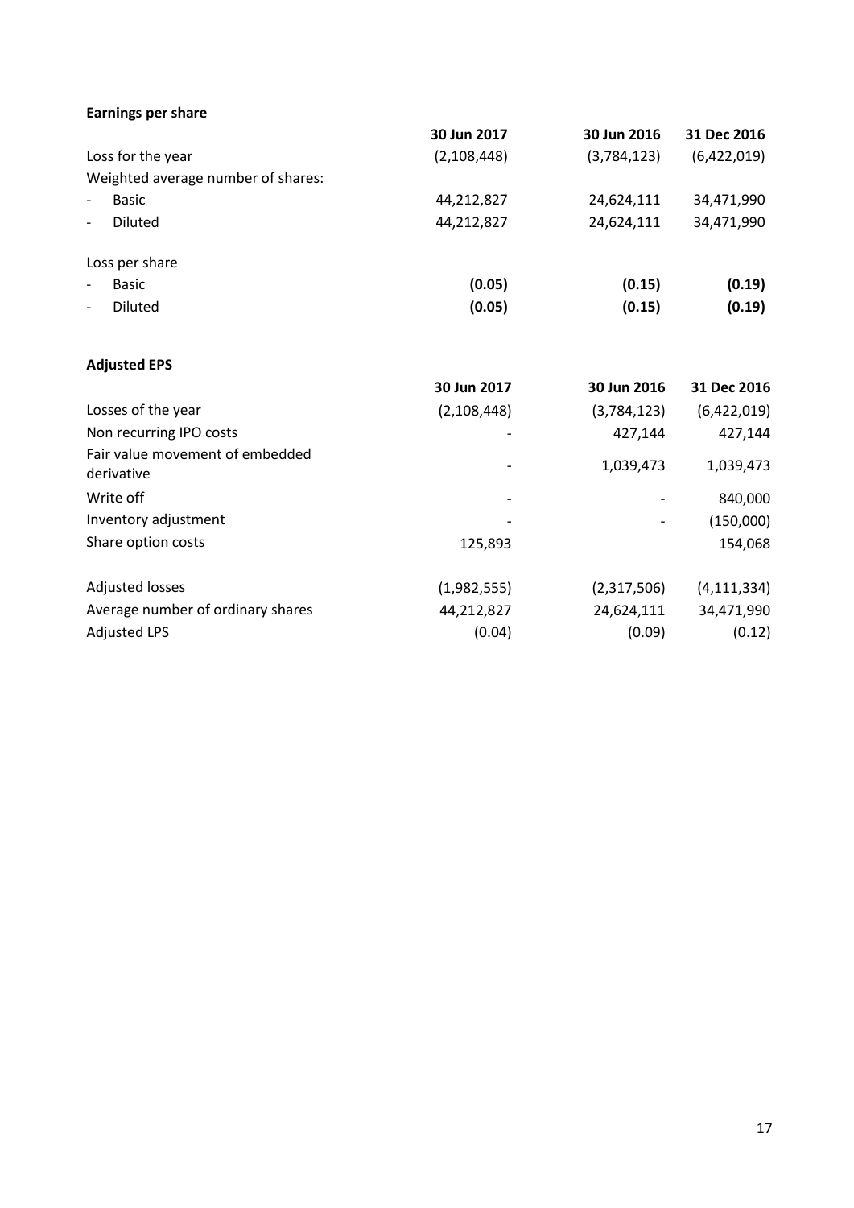**Earnings per share**

| | 30 Jun 2017 | 30 Jun 2016 | 31 Dec 2016 |
|---|---|---|---|
| Loss for the year | (2,108,448) | (3,784,123) | (6,422,019) |
| Weighted average number of shares: | | | |
| - Basic | 44,212,827 | 24,624,111 | 34,471,990 |
| - Diluted | 44,212,827 | 24,624,111 | 34,471,990 |
| Loss per share | | | |
| - Basic | **(0.05)** | **(0.15)** | **(0.19)** |
| - Diluted | **(0.05)** | **(0.15)** | **(0.19)** |

**Adjusted EPS**

| | 30 Jun 2017 | 30 Jun 2016 | 31 Dec 2016 |
|---|---|---|---|
| Losses of the year | (2,108,448) | (3,784,123) | (6,422,019) |
| Non recurring IPO costs | - | 427,144 | 427,144 |
| Fair value movement of embedded derivative | - | 1,039,473 | 1,039,473 |
| Write off | - | - | 840,000 |
| Inventory adjustment | - | - | (150,000) |
| Share option costs | 125,893 | | 154,068 |
| Adjusted losses | (1,982,555) | (2,317,506) | (4,111,334) |
| Average number of ordinary shares | 44,212,827 | 24,624,111 | 34,471,990 |
| Adjusted LPS | (0.04) | (0.09) | (0.12) |